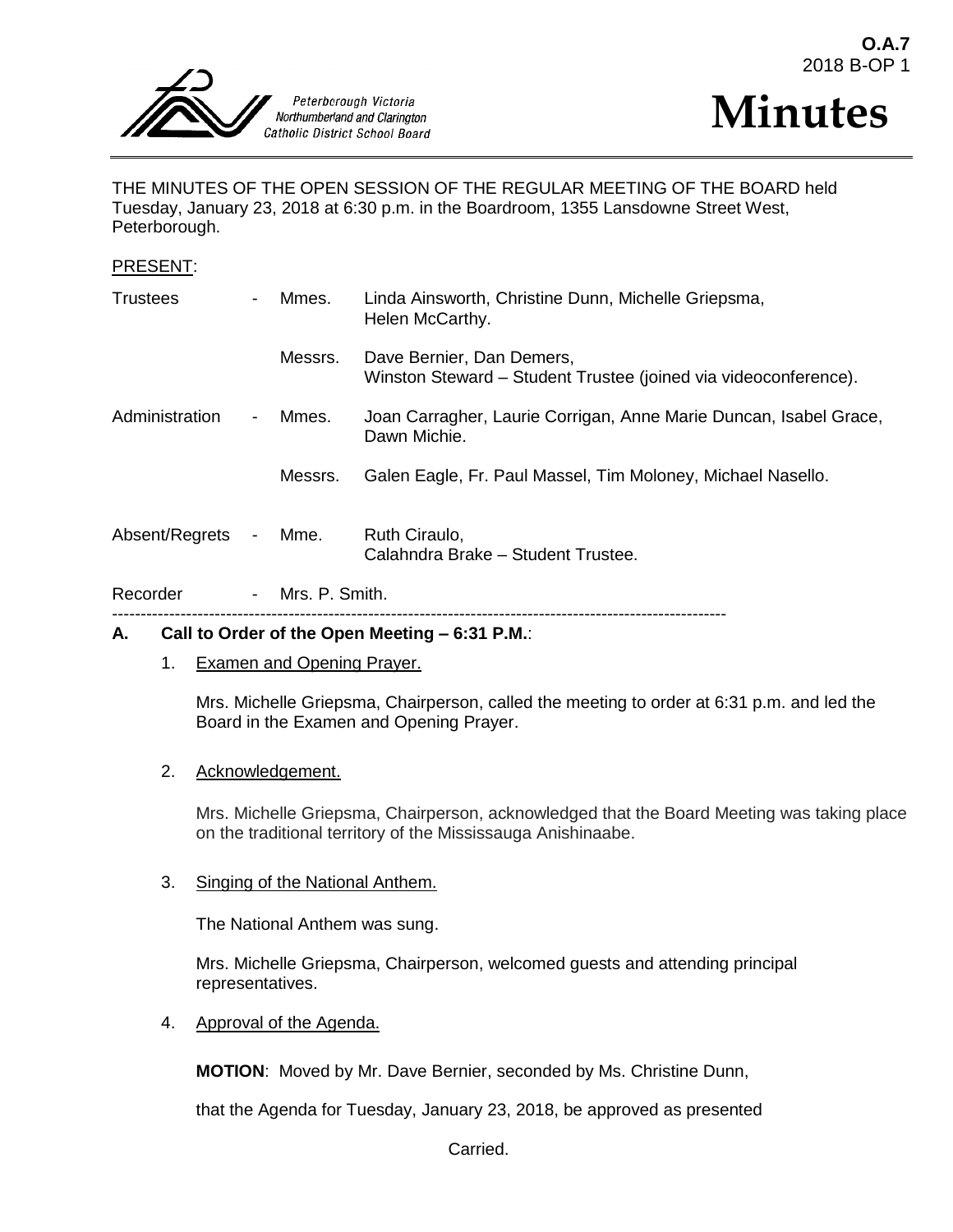**O.A.7**
2018 B-OP 1

Peterborough Victoria Northumberland and Clarington Catholic District School Board

# Minutes

THE MINUTES OF THE OPEN SESSION OF THE REGULAR MEETING OF THE BOARD held Tuesday, January 23, 2018 at 6:30 p.m. in the Boardroom, 1355 Lansdowne Street West, Peterborough.

PRESENT:

| | | | |
|---|---|---|---|
| Trustees | - | Mmes. | Linda Ainsworth, Christine Dunn, Michelle Griepsma, Helen McCarthy. |
| | | Messrs. | Dave Bernier, Dan Demers, Winston Steward – Student Trustee (joined via videoconference). |
| Administration | - | Mmes. | Joan Carragher, Laurie Corrigan, Anne Marie Duncan, Isabel Grace, Dawn Michie. |
| | | Messrs. | Galen Eagle, Fr. Paul Massel, Tim Moloney, Michael Nasello. |
| Absent/Regrets | - | Mme. | Ruth Ciraulo, Calahndra Brake – Student Trustee. |
| Recorder | - | Mrs. P. Smith. | |

---

**A. Call to Order of the Open Meeting – 6:31 P.M.**:

1. Examen and Opening Prayer.

   Mrs. Michelle Griepsma, Chairperson, called the meeting to order at 6:31 p.m. and led the Board in the Examen and Opening Prayer.

2. Acknowledgement.

   Mrs. Michelle Griepsma, Chairperson, acknowledged that the Board Meeting was taking place on the traditional territory of the Mississauga Anishinaabe.

3. Singing of the National Anthem.

   The National Anthem was sung.

   Mrs. Michelle Griepsma, Chairperson, welcomed guests and attending principal representatives.

4. Approval of the Agenda.

   **MOTION**: Moved by Mr. Dave Bernier, seconded by Ms. Christine Dunn,

   that the Agenda for Tuesday, January 23, 2018, be approved as presented

   Carried.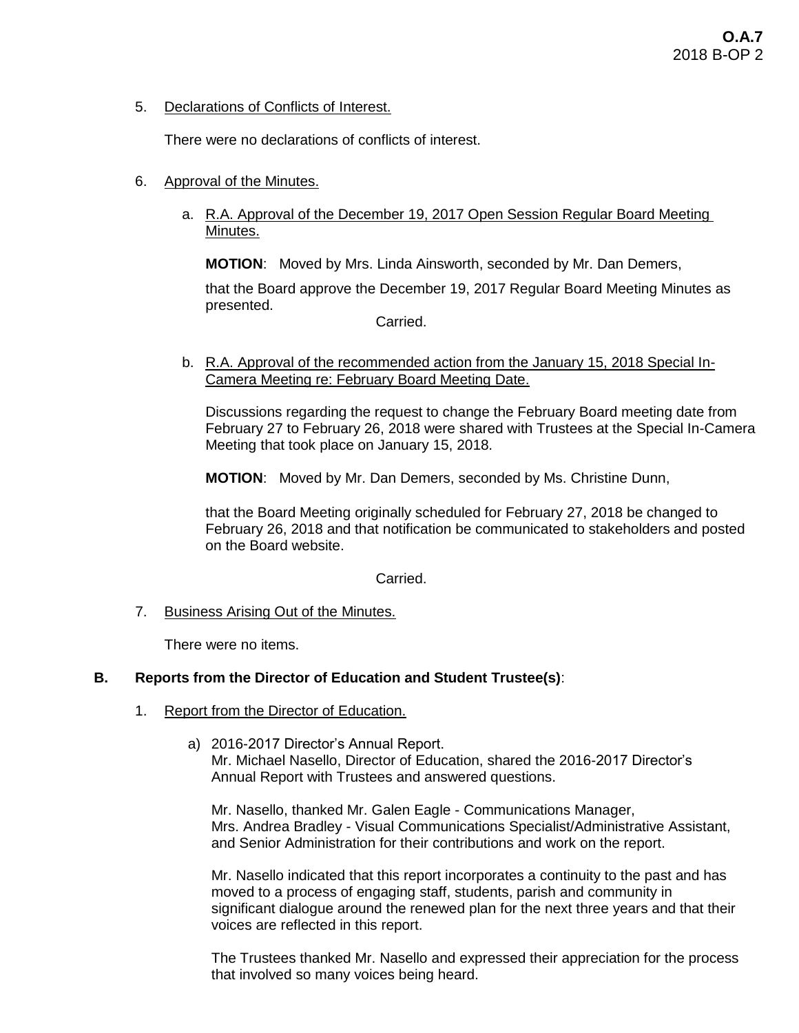5. Declarations of Conflicts of Interest.

   There were no declarations of conflicts of interest.

6. Approval of the Minutes.

   a. R.A. Approval of the December 19, 2017 Open Session Regular Board Meeting Minutes.

      **MOTION**: Moved by Mrs. Linda Ainsworth, seconded by Mr. Dan Demers,

      that the Board approve the December 19, 2017 Regular Board Meeting Minutes as presented.

      Carried.

   b. R.A. Approval of the recommended action from the January 15, 2018 Special In-Camera Meeting re: February Board Meeting Date.

      Discussions regarding the request to change the February Board meeting date from February 27 to February 26, 2018 were shared with Trustees at the Special In-Camera Meeting that took place on January 15, 2018.

      **MOTION**: Moved by Mr. Dan Demers, seconded by Ms. Christine Dunn,

      that the Board Meeting originally scheduled for February 27, 2018 be changed to February 26, 2018 and that notification be communicated to stakeholders and posted on the Board website.

      Carried.

7. Business Arising Out of the Minutes.

   There were no items.

**B. Reports from the Director of Education and Student Trustee(s)**:

1. Report from the Director of Education.

   a) 2016-2017 Director's Annual Report.
      Mr. Michael Nasello, Director of Education, shared the 2016-2017 Director's Annual Report with Trustees and answered questions.

      Mr. Nasello, thanked Mr. Galen Eagle - Communications Manager, Mrs. Andrea Bradley - Visual Communications Specialist/Administrative Assistant, and Senior Administration for their contributions and work on the report.

      Mr. Nasello indicated that this report incorporates a continuity to the past and has moved to a process of engaging staff, students, parish and community in significant dialogue around the renewed plan for the next three years and that their voices are reflected in this report.

      The Trustees thanked Mr. Nasello and expressed their appreciation for the process that involved so many voices being heard.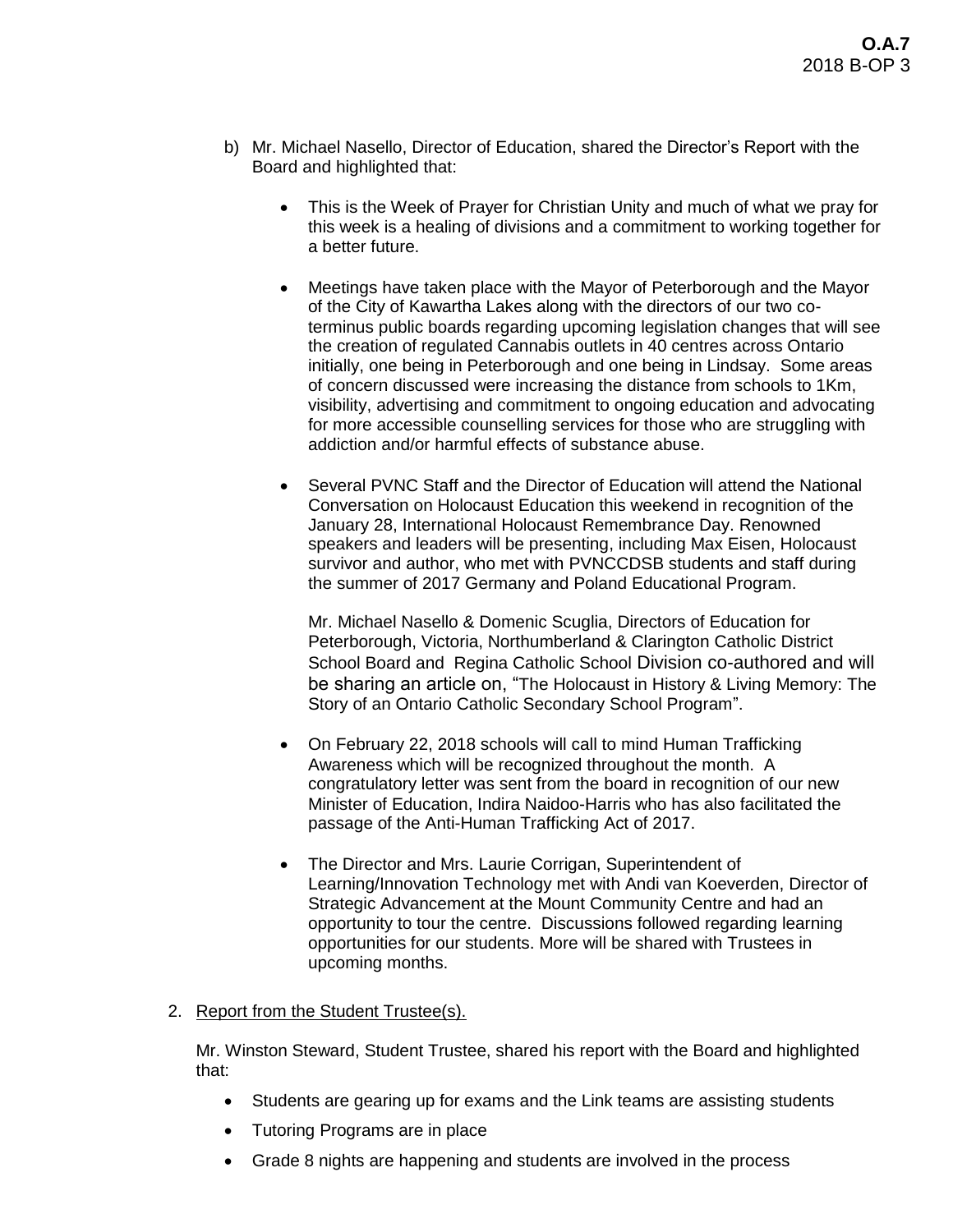b) Mr. Michael Nasello, Director of Education, shared the Director's Report with the Board and highlighted that:

   - This is the Week of Prayer for Christian Unity and much of what we pray for this week is a healing of divisions and a commitment to working together for a better future.

   - Meetings have taken place with the Mayor of Peterborough and the Mayor of the City of Kawartha Lakes along with the directors of our two co-terminus public boards regarding upcoming legislation changes that will see the creation of regulated Cannabis outlets in 40 centres across Ontario initially, one being in Peterborough and one being in Lindsay. Some areas of concern discussed were increasing the distance from schools to 1Km, visibility, advertising and commitment to ongoing education and advocating for more accessible counselling services for those who are struggling with addiction and/or harmful effects of substance abuse.

   - Several PVNC Staff and the Director of Education will attend the National Conversation on Holocaust Education this weekend in recognition of the January 28, International Holocaust Remembrance Day. Renowned speakers and leaders will be presenting, including Max Eisen, Holocaust survivor and author, who met with PVNCCDSB students and staff during the summer of 2017 Germany and Poland Educational Program.

     Mr. Michael Nasello & Domenic Scuglia, Directors of Education for Peterborough, Victoria, Northumberland & Clarington Catholic District School Board and Regina Catholic School Division co-authored and will be sharing an article on, "The Holocaust in History & Living Memory: The Story of an Ontario Catholic Secondary School Program".

   - On February 22, 2018 schools will call to mind Human Trafficking Awareness which will be recognized throughout the month. A congratulatory letter was sent from the board in recognition of our new Minister of Education, Indira Naidoo-Harris who has also facilitated the passage of the Anti-Human Trafficking Act of 2017.

   - The Director and Mrs. Laurie Corrigan, Superintendent of Learning/Innovation Technology met with Andi van Koeverden, Director of Strategic Advancement at the Mount Community Centre and had an opportunity to tour the centre. Discussions followed regarding learning opportunities for our students. More will be shared with Trustees in upcoming months.

2. Report from the Student Trustee(s).

   Mr. Winston Steward, Student Trustee, shared his report with the Board and highlighted that:

   - Students are gearing up for exams and the Link teams are assisting students
   - Tutoring Programs are in place
   - Grade 8 nights are happening and students are involved in the process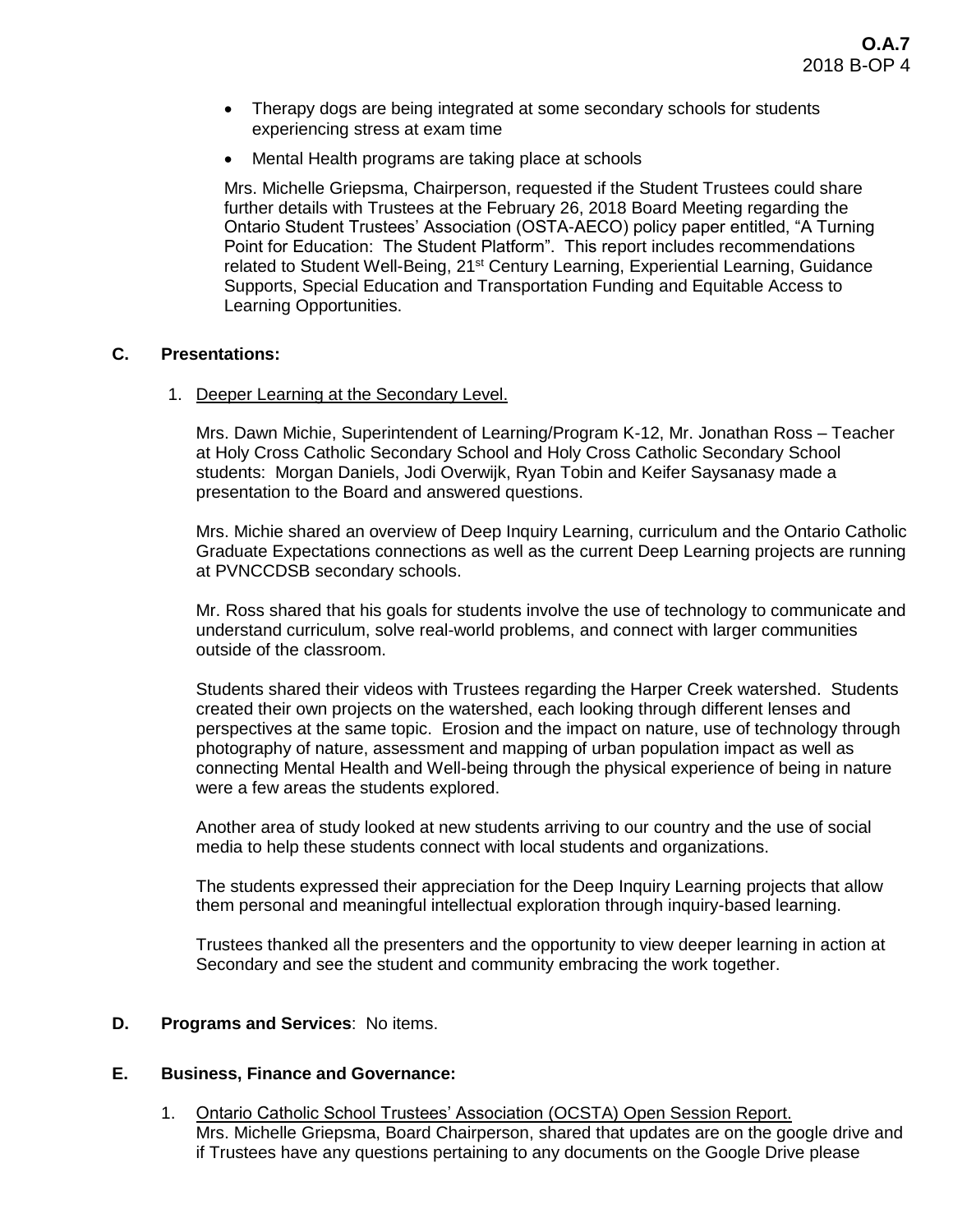- Therapy dogs are being integrated at some secondary schools for students experiencing stress at exam time
- Mental Health programs are taking place at schools

Mrs. Michelle Griepsma, Chairperson, requested if the Student Trustees could share further details with Trustees at the February 26, 2018 Board Meeting regarding the Ontario Student Trustees' Association (OSTA-AECO) policy paper entitled, "A Turning Point for Education: The Student Platform". This report includes recommendations related to Student Well-Being, 21st Century Learning, Experiential Learning, Guidance Supports, Special Education and Transportation Funding and Equitable Access to Learning Opportunities.

## C. Presentations:

1. Deeper Learning at the Secondary Level.

Mrs. Dawn Michie, Superintendent of Learning/Program K-12, Mr. Jonathan Ross – Teacher at Holy Cross Catholic Secondary School and Holy Cross Catholic Secondary School students: Morgan Daniels, Jodi Overwijk, Ryan Tobin and Keifer Saysanasy made a presentation to the Board and answered questions.

Mrs. Michie shared an overview of Deep Inquiry Learning, curriculum and the Ontario Catholic Graduate Expectations connections as well as the current Deep Learning projects are running at PVNCCDSB secondary schools.

Mr. Ross shared that his goals for students involve the use of technology to communicate and understand curriculum, solve real-world problems, and connect with larger communities outside of the classroom.

Students shared their videos with Trustees regarding the Harper Creek watershed. Students created their own projects on the watershed, each looking through different lenses and perspectives at the same topic. Erosion and the impact on nature, use of technology through photography of nature, assessment and mapping of urban population impact as well as connecting Mental Health and Well-being through the physical experience of being in nature were a few areas the students explored.

Another area of study looked at new students arriving to our country and the use of social media to help these students connect with local students and organizations.

The students expressed their appreciation for the Deep Inquiry Learning projects that allow them personal and meaningful intellectual exploration through inquiry-based learning.

Trustees thanked all the presenters and the opportunity to view deeper learning in action at Secondary and see the student and community embracing the work together.

## D. Programs and Services: No items.

## E. Business, Finance and Governance:

1. Ontario Catholic School Trustees' Association (OCSTA) Open Session Report.
Mrs. Michelle Griepsma, Board Chairperson, shared that updates are on the google drive and if Trustees have any questions pertaining to any documents on the Google Drive please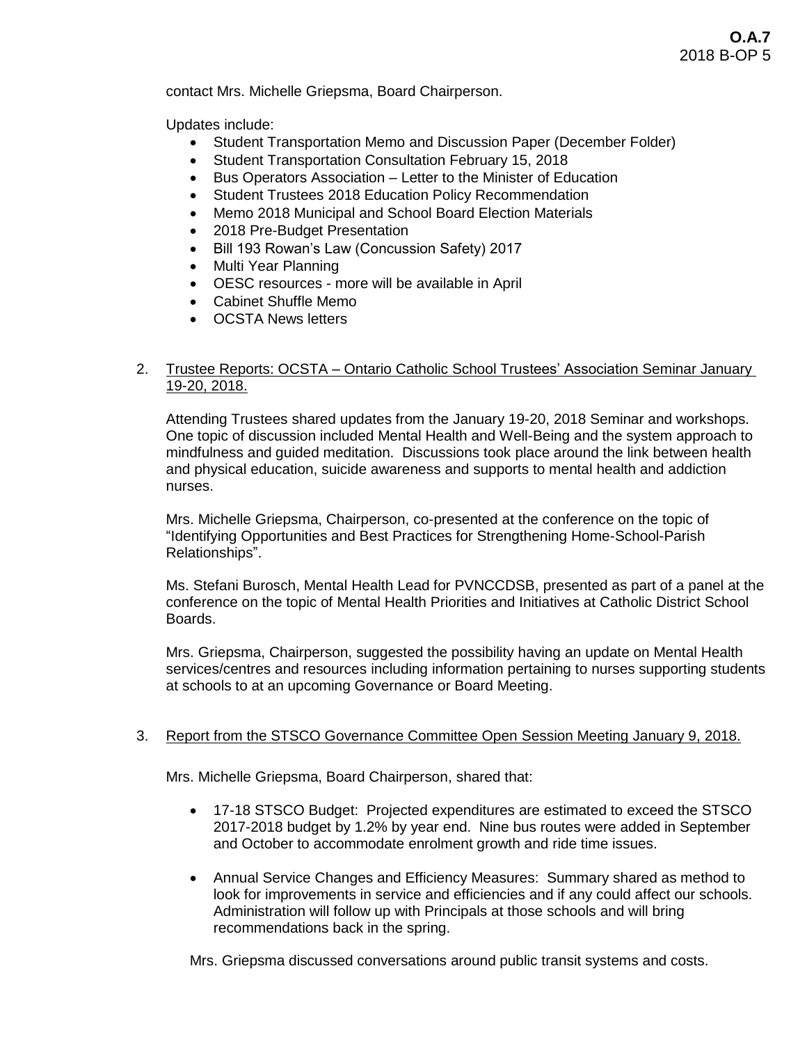contact Mrs. Michelle Griepsma, Board Chairperson.

Updates include:

- Student Transportation Memo and Discussion Paper (December Folder)
- Student Transportation Consultation February 15, 2018
- Bus Operators Association – Letter to the Minister of Education
- Student Trustees 2018 Education Policy Recommendation
- Memo 2018 Municipal and School Board Election Materials
- 2018 Pre-Budget Presentation
- Bill 193 Rowan's Law (Concussion Safety) 2017
- Multi Year Planning
- OESC resources - more will be available in April
- Cabinet Shuffle Memo
- OCSTA News letters

2. Trustee Reports: OCSTA – Ontario Catholic School Trustees' Association Seminar January 19-20, 2018.

   Attending Trustees shared updates from the January 19-20, 2018 Seminar and workshops. One topic of discussion included Mental Health and Well-Being and the system approach to mindfulness and guided meditation. Discussions took place around the link between health and physical education, suicide awareness and supports to mental health and addiction nurses.

   Mrs. Michelle Griepsma, Chairperson, co-presented at the conference on the topic of "Identifying Opportunities and Best Practices for Strengthening Home-School-Parish Relationships".

   Ms. Stefani Burosch, Mental Health Lead for PVNCCDSB, presented as part of a panel at the conference on the topic of Mental Health Priorities and Initiatives at Catholic District School Boards.

   Mrs. Griepsma, Chairperson, suggested the possibility having an update on Mental Health services/centres and resources including information pertaining to nurses supporting students at schools to at an upcoming Governance or Board Meeting.

3. Report from the STSCO Governance Committee Open Session Meeting January 9, 2018.

   Mrs. Michelle Griepsma, Board Chairperson, shared that:

   - 17-18 STSCO Budget: Projected expenditures are estimated to exceed the STSCO 2017-2018 budget by 1.2% by year end. Nine bus routes were added in September and October to accommodate enrolment growth and ride time issues.
   - Annual Service Changes and Efficiency Measures: Summary shared as method to look for improvements in service and efficiencies and if any could affect our schools. Administration will follow up with Principals at those schools and will bring recommendations back in the spring.

   Mrs. Griepsma discussed conversations around public transit systems and costs.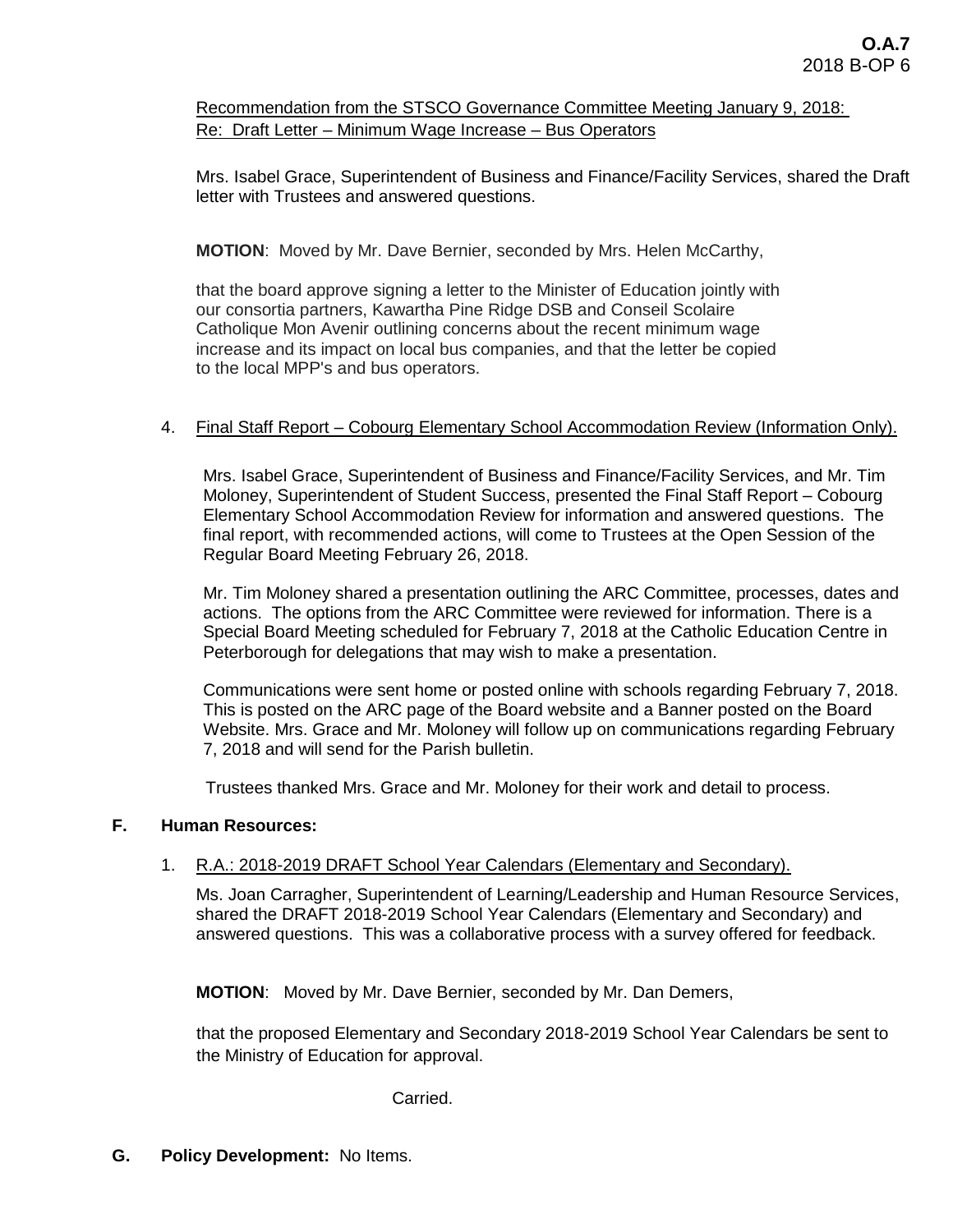Recommendation from the STSCO Governance Committee Meeting January 9, 2018:
Re: Draft Letter – Minimum Wage Increase – Bus Operators

Mrs. Isabel Grace, Superintendent of Business and Finance/Facility Services, shared the Draft letter with Trustees and answered questions.

**MOTION**: Moved by Mr. Dave Bernier, seconded by Mrs. Helen McCarthy,

that the board approve signing a letter to the Minister of Education jointly with our consortia partners, Kawartha Pine Ridge DSB and Conseil Scolaire Catholique Mon Avenir outlining concerns about the recent minimum wage increase and its impact on local bus companies, and that the letter be copied to the local MPP's and bus operators.

4. Final Staff Report – Cobourg Elementary School Accommodation Review (Information Only).

   Mrs. Isabel Grace, Superintendent of Business and Finance/Facility Services, and Mr. Tim Moloney, Superintendent of Student Success, presented the Final Staff Report – Cobourg Elementary School Accommodation Review for information and answered questions. The final report, with recommended actions, will come to Trustees at the Open Session of the Regular Board Meeting February 26, 2018.

   Mr. Tim Moloney shared a presentation outlining the ARC Committee, processes, dates and actions. The options from the ARC Committee were reviewed for information. There is a Special Board Meeting scheduled for February 7, 2018 at the Catholic Education Centre in Peterborough for delegations that may wish to make a presentation.

   Communications were sent home or posted online with schools regarding February 7, 2018. This is posted on the ARC page of the Board website and a Banner posted on the Board Website. Mrs. Grace and Mr. Moloney will follow up on communications regarding February 7, 2018 and will send for the Parish bulletin.

   Trustees thanked Mrs. Grace and Mr. Moloney for their work and detail to process.

**F. Human Resources:**

1. R.A.: 2018-2019 DRAFT School Year Calendars (Elementary and Secondary).

   Ms. Joan Carragher, Superintendent of Learning/Leadership and Human Resource Services, shared the DRAFT 2018-2019 School Year Calendars (Elementary and Secondary) and answered questions. This was a collaborative process with a survey offered for feedback.

   **MOTION**: Moved by Mr. Dave Bernier, seconded by Mr. Dan Demers,

   that the proposed Elementary and Secondary 2018-2019 School Year Calendars be sent to the Ministry of Education for approval.

   Carried.

**G. Policy Development:** No Items.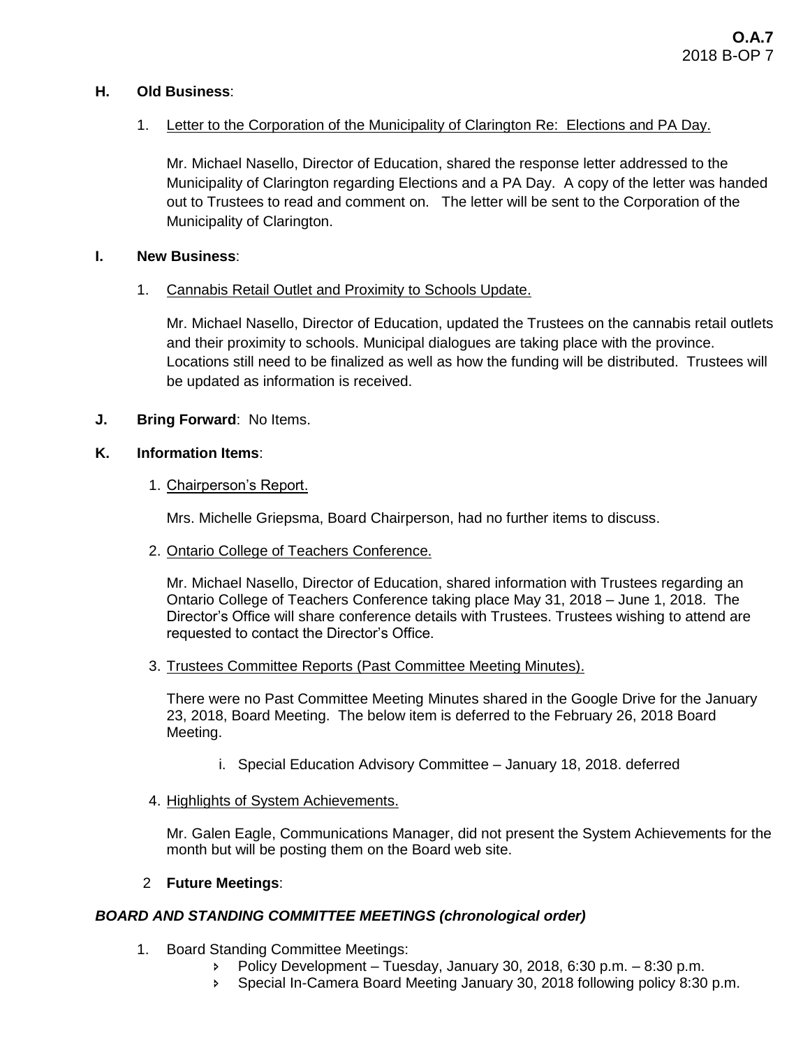**H. Old Business**:

1. Letter to the Corporation of the Municipality of Clarington Re: Elections and PA Day.

   Mr. Michael Nasello, Director of Education, shared the response letter addressed to the Municipality of Clarington regarding Elections and a PA Day. A copy of the letter was handed out to Trustees to read and comment on. The letter will be sent to the Corporation of the Municipality of Clarington.

**I. New Business**:

1. Cannabis Retail Outlet and Proximity to Schools Update.

   Mr. Michael Nasello, Director of Education, updated the Trustees on the cannabis retail outlets and their proximity to schools. Municipal dialogues are taking place with the province. Locations still need to be finalized as well as how the funding will be distributed. Trustees will be updated as information is received.

**J. Bring Forward**: No Items.

**K. Information Items**:

1. Chairperson's Report.

   Mrs. Michelle Griepsma, Board Chairperson, had no further items to discuss.

2. Ontario College of Teachers Conference.

   Mr. Michael Nasello, Director of Education, shared information with Trustees regarding an Ontario College of Teachers Conference taking place May 31, 2018 – June 1, 2018. The Director's Office will share conference details with Trustees. Trustees wishing to attend are requested to contact the Director's Office.

3. Trustees Committee Reports (Past Committee Meeting Minutes).

   There were no Past Committee Meeting Minutes shared in the Google Drive for the January 23, 2018, Board Meeting. The below item is deferred to the February 26, 2018 Board Meeting.

   i. Special Education Advisory Committee – January 18, 2018. deferred

4. Highlights of System Achievements.

   Mr. Galen Eagle, Communications Manager, did not present the System Achievements for the month but will be posting them on the Board web site.

2 **Future Meetings**:

***BOARD AND STANDING COMMITTEE MEETINGS (chronological order)***

1. Board Standing Committee Meetings:
   - Policy Development – Tuesday, January 30, 2018, 6:30 p.m. – 8:30 p.m.
   - Special In-Camera Board Meeting January 30, 2018 following policy 8:30 p.m.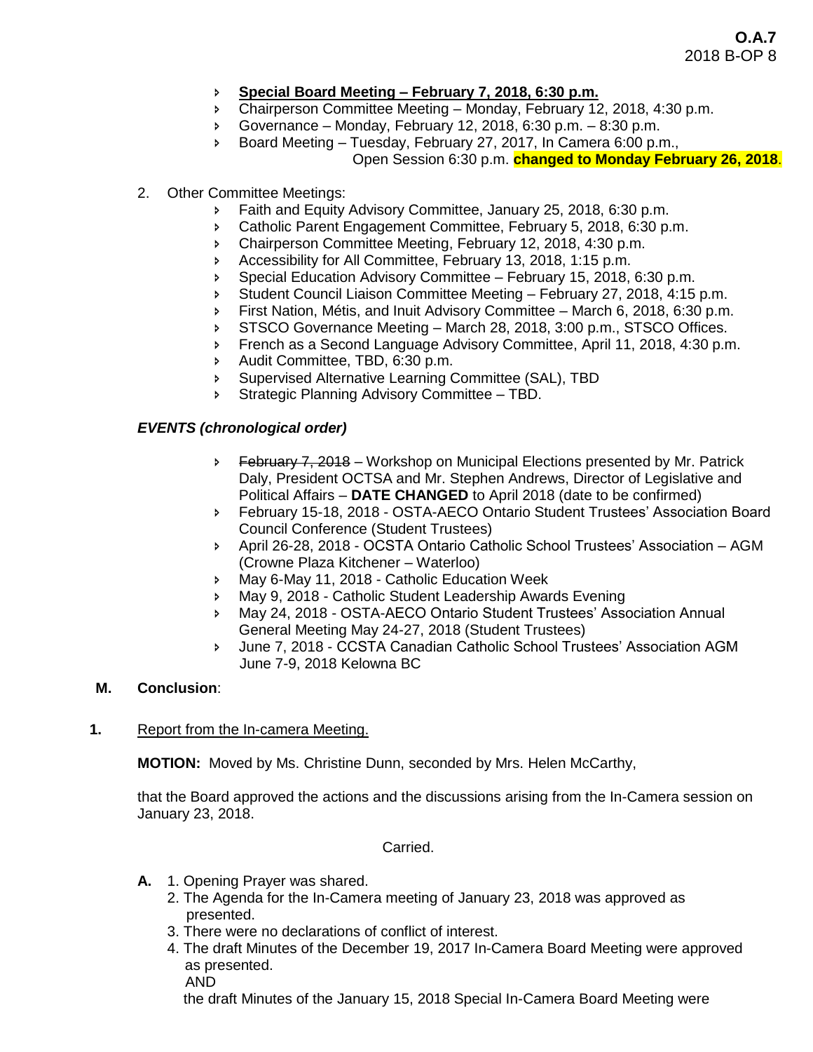- **Special Board Meeting – February 7, 2018, 6:30 p.m.**
- Chairperson Committee Meeting – Monday, February 12, 2018, 4:30 p.m.
- Governance – Monday, February 12, 2018, 6:30 p.m. – 8:30 p.m.
- Board Meeting – Tuesday, February 27, 2017, In Camera 6:00 p.m., Open Session 6:30 p.m. **changed to Monday February 26, 2018**.

2. Other Committee Meetings:
   - Faith and Equity Advisory Committee, January 25, 2018, 6:30 p.m.
   - Catholic Parent Engagement Committee, February 5, 2018, 6:30 p.m.
   - Chairperson Committee Meeting, February 12, 2018, 4:30 p.m.
   - Accessibility for All Committee, February 13, 2018, 1:15 p.m.
   - Special Education Advisory Committee – February 15, 2018, 6:30 p.m.
   - Student Council Liaison Committee Meeting – February 27, 2018, 4:15 p.m.
   - First Nation, Métis, and Inuit Advisory Committee – March 6, 2018, 6:30 p.m.
   - STSCO Governance Meeting – March 28, 2018, 3:00 p.m., STSCO Offices.
   - French as a Second Language Advisory Committee, April 11, 2018, 4:30 p.m.
   - Audit Committee, TBD, 6:30 p.m.
   - Supervised Alternative Learning Committee (SAL), TBD
   - Strategic Planning Advisory Committee – TBD.

***EVENTS (chronological order)***

- ~~February 7, 2018~~ – Workshop on Municipal Elections presented by Mr. Patrick Daly, President OCTSA and Mr. Stephen Andrews, Director of Legislative and Political Affairs – **DATE CHANGED** to April 2018 (date to be confirmed)
- February 15-18, 2018 - OSTA-AECO Ontario Student Trustees' Association Board Council Conference (Student Trustees)
- April 26-28, 2018 - OCSTA Ontario Catholic School Trustees' Association – AGM (Crowne Plaza Kitchener – Waterloo)
- May 6-May 11, 2018 - Catholic Education Week
- May 9, 2018 - Catholic Student Leadership Awards Evening
- May 24, 2018 - OSTA-AECO Ontario Student Trustees' Association Annual General Meeting May 24-27, 2018 (Student Trustees)
- June 7, 2018 - CCSTA Canadian Catholic School Trustees' Association AGM June 7-9, 2018 Kelowna BC

**M. Conclusion**:

**1.** Report from the In-camera Meeting.

**MOTION:** Moved by Ms. Christine Dunn, seconded by Mrs. Helen McCarthy,

that the Board approved the actions and the discussions arising from the In-Camera session on January 23, 2018.

Carried.

**A.** 1. Opening Prayer was shared.
2. The Agenda for the In-Camera meeting of January 23, 2018 was approved as presented.
3. There were no declarations of conflict of interest.
4. The draft Minutes of the December 19, 2017 In-Camera Board Meeting were approved as presented.
   AND
   the draft Minutes of the January 15, 2018 Special In-Camera Board Meeting were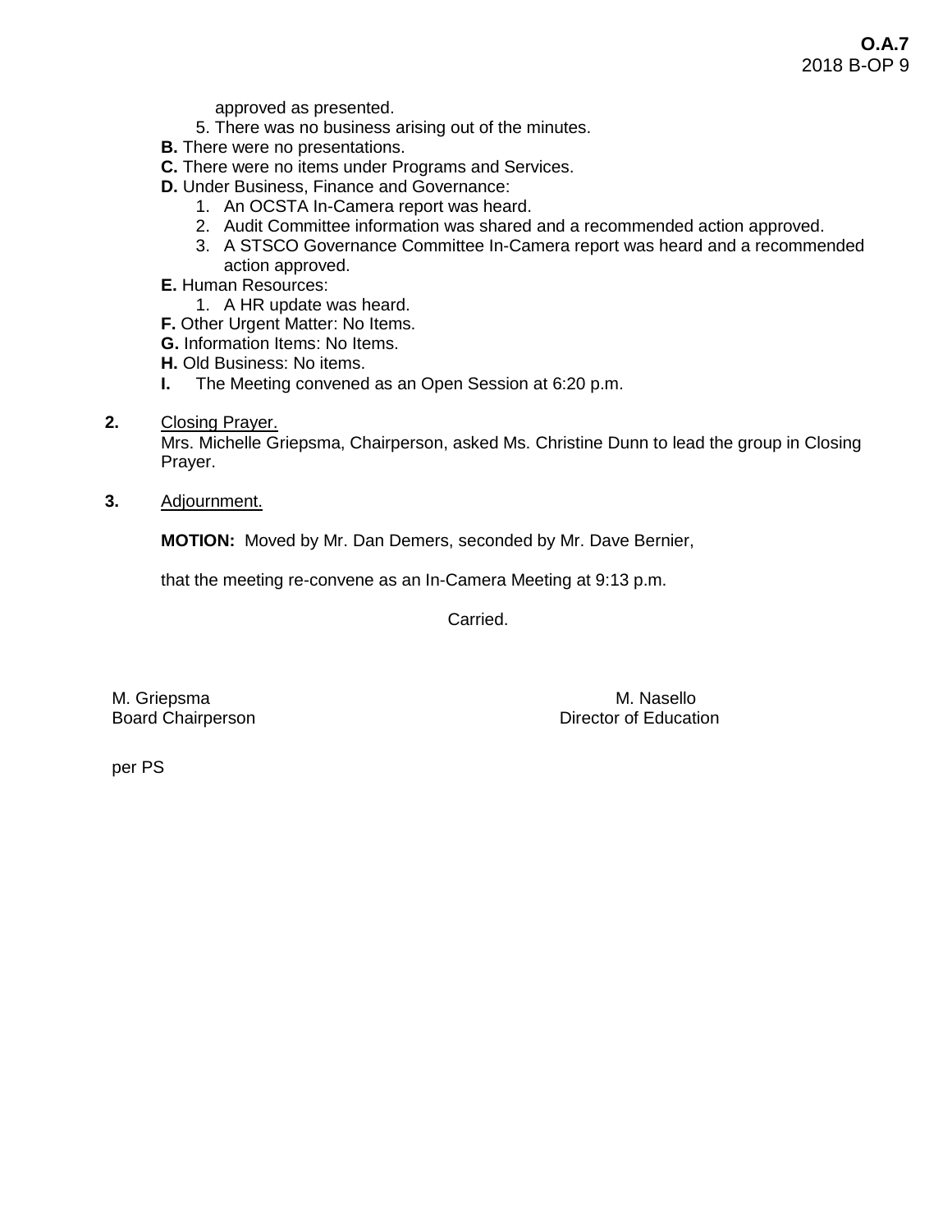approved as presented.

5. There was no business arising out of the minutes.

**B.** There were no presentations.

**C.** There were no items under Programs and Services.

**D.** Under Business, Finance and Governance:

1. An OCSTA In-Camera report was heard.
2. Audit Committee information was shared and a recommended action approved.
3. A STSCO Governance Committee In-Camera report was heard and a recommended action approved.

**E.** Human Resources:

1. A HR update was heard.

**F.** Other Urgent Matter: No Items.

**G.** Information Items: No Items.

**H.** Old Business: No items.

**I.** The Meeting convened as an Open Session at 6:20 p.m.

**2.** Closing Prayer.

Mrs. Michelle Griepsma, Chairperson, asked Ms. Christine Dunn to lead the group in Closing Prayer.

**3.** Adjournment.

**MOTION:** Moved by Mr. Dan Demers, seconded by Mr. Dave Bernier,

that the meeting re-convene as an In-Camera Meeting at 9:13 p.m.

Carried.

M. Griepsma
Board Chairperson

M. Nasello
Director of Education

per PS